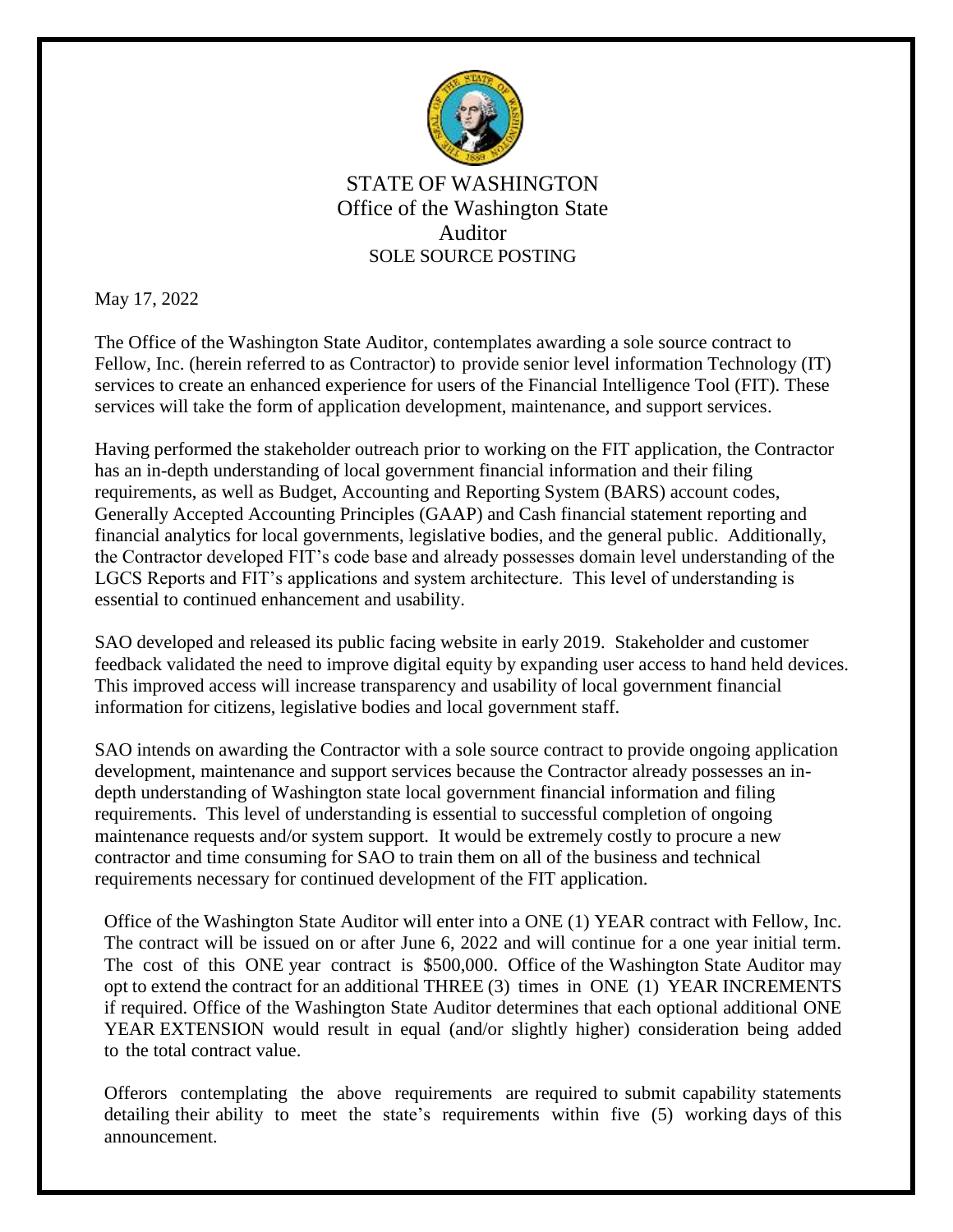# STATE OF WASHINGTON

## Office of the Washington State Auditor

### SOLE SOURCE POSTING

May 17, 2022

The Office of the Washington State Auditor, contemplates awarding a sole source contract to Fellow, Inc. (herein referred to as Contractor) to provide senior level information Technology (IT) services to create an enhanced experience for users of the Financial Intelligence Tool (FIT). These services will take the form of application development, maintenance, and support services.

Having performed the stakeholder outreach prior to working on the FIT application, the Contractor has an in-depth understanding of local government financial information and their filing requirements, as well as Budget, Accounting and Reporting System (BARS) account codes, Generally Accepted Accounting Principles (GAAP) and Cash financial statement reporting and financial analytics for local governments, legislative bodies, and the general public. Additionally, the Contractor developed FIT's code base and already possesses domain level understanding of the LGCS Reports and FIT's applications and system architecture. This level of understanding is essential to continued enhancement and usability.

SAO developed and released its public facing website in early 2019. Stakeholder and customer feedback validated the need to improve digital equity by expanding user access to hand held devices. This improved access will increase transparency and usability of local government financial information for citizens, legislative bodies and local government staff.

SAO intends on awarding the Contractor with a sole source contract to provide ongoing application development, maintenance and support services because the Contractor already possesses an in-depth understanding of Washington state local government financial information and filing requirements. This level of understanding is essential to successful completion of ongoing maintenance requests and/or system support. It would be extremely costly to procure a new contractor and time consuming for SAO to train them on all of the business and technical requirements necessary for continued development of the FIT application.

Office of the Washington State Auditor will enter into a ONE (1) YEAR contract with Fellow, Inc. The contract will be issued on or after June 6, 2022 and will continue for a one year initial term. The cost of this ONE year contract is $500,000. Office of the Washington State Auditor may opt to extend the contract for an additional THREE (3) times in ONE (1) YEAR INCREMENTS if required. Office of the Washington State Auditor determines that each optional additional ONE YEAR EXTENSION would result in equal (and/or slightly higher) consideration being added to the total contract value.

Offerors contemplating the above requirements are required to submit capability statements detailing their ability to meet the state's requirements within five (5) working days of this announcement.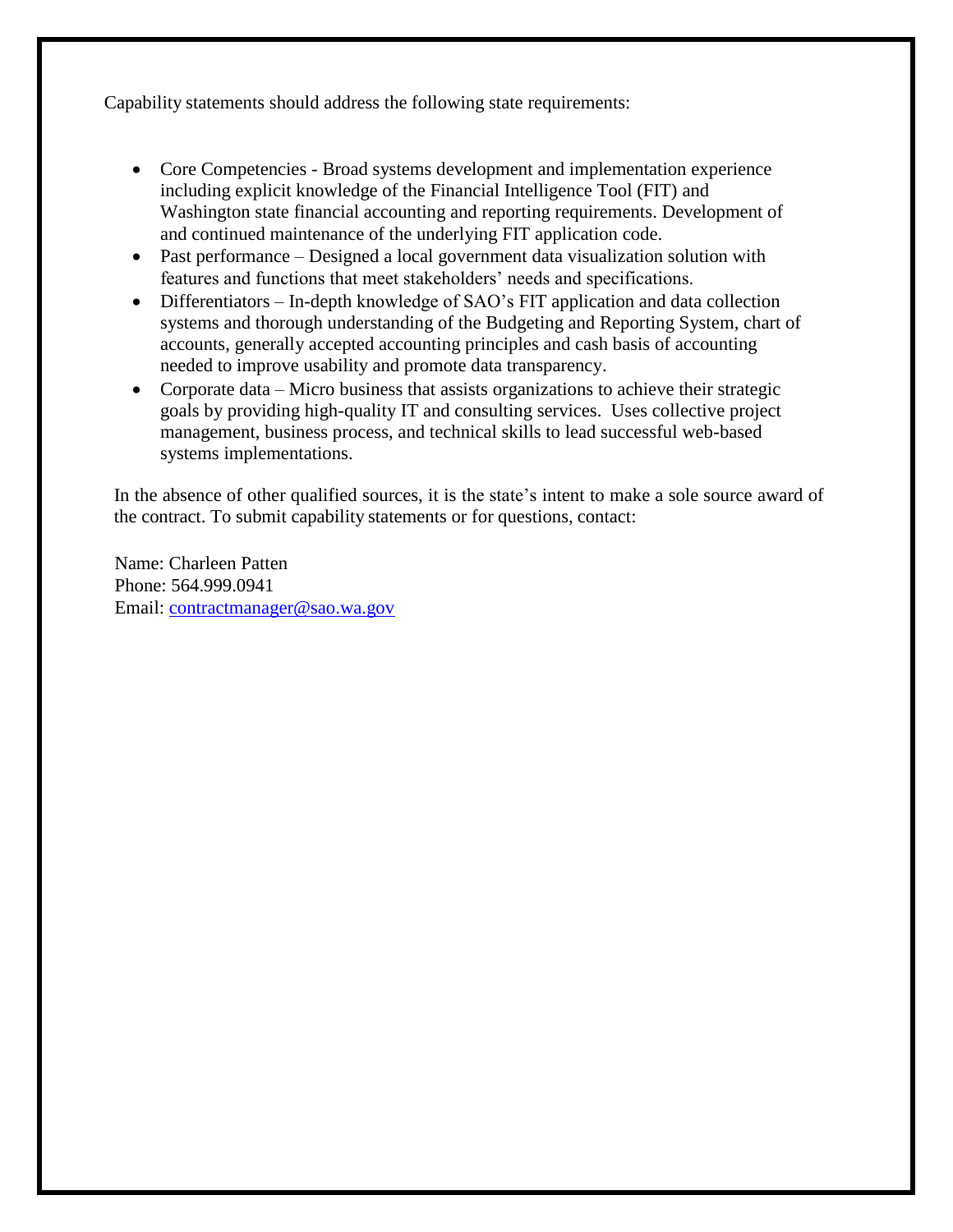Capability statements should address the following state requirements:

- Core Competencies - Broad systems development and implementation experience including explicit knowledge of the Financial Intelligence Tool (FIT) and Washington state financial accounting and reporting requirements. Development of and continued maintenance of the underlying FIT application code.
- Past performance – Designed a local government data visualization solution with features and functions that meet stakeholders' needs and specifications.
- Differentiators – In-depth knowledge of SAO's FIT application and data collection systems and thorough understanding of the Budgeting and Reporting System, chart of accounts, generally accepted accounting principles and cash basis of accounting needed to improve usability and promote data transparency.
- Corporate data – Micro business that assists organizations to achieve their strategic goals by providing high-quality IT and consulting services. Uses collective project management, business process, and technical skills to lead successful web-based systems implementations.

In the absence of other qualified sources, it is the state's intent to make a sole source award of the contract. To submit capability statements or for questions, contact:

Name: Charleen Patten
Phone: 564.999.0941
Email: [contractmanager@sao.wa.gov](mailto:contractmanager@sao.wa.gov)